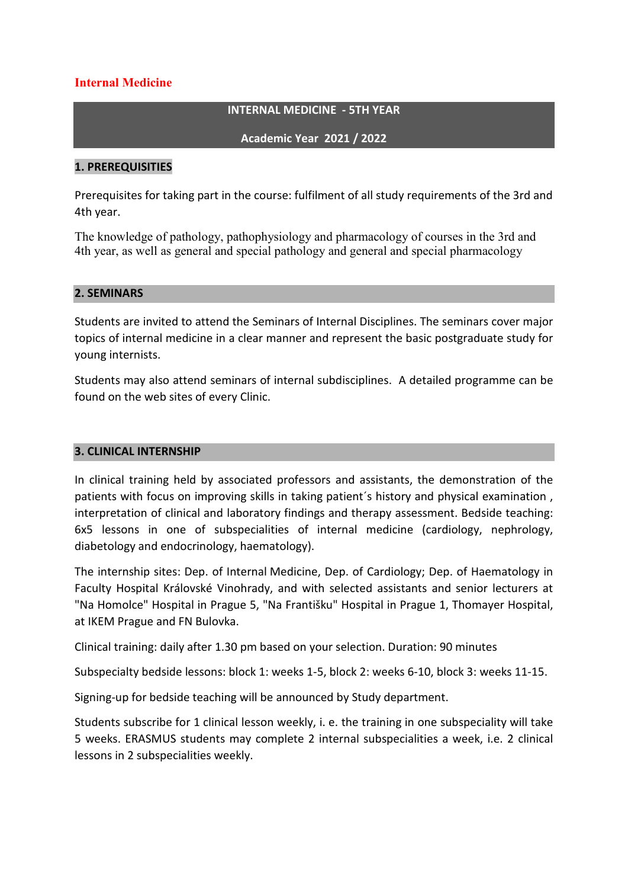# Internal Medicine

## INTERNAL MEDICINE - 5TH YEAR

**Academic Year 2021 / 2022**

### 1. PREREQUISITIES

Prerequisites for taking part in the course: fulfilment of all study requirements of the 3rd and 4th year.

The knowledge of pathology, pathophysiology and pharmacology of courses in the 3rd and 4th year, as well as general and special pathology and general and special pharmacology

### 2. SEMINARS

Students are invited to attend the Seminars of Internal Disciplines. The seminars cover major topics of internal medicine in a clear manner and represent the basic postgraduate study for young internists.

Students may also attend seminars of internal subdisciplines. A detailed programme can be found on the web sites of every Clinic.

### 3. CLINICAL INTERNSHIP

In clinical training held by associated professors and assistants, the demonstration of the patients with focus on improving skills in taking patient´s history and physical examination , interpretation of clinical and laboratory findings and therapy assessment. Bedside teaching: 6x5 lessons in one of subspecialities of internal medicine (cardiology, nephrology, diabetology and endocrinology, haematology).

The internship sites: Dep. of Internal Medicine, Dep. of Cardiology; Dep. of Haematology in Faculty Hospital Královské Vinohrady, and with selected assistants and senior lecturers at "Na Homolce" Hospital in Prague 5, "Na Františku" Hospital in Prague 1, Thomayer Hospital, at IKEM Prague and FN Bulovka.

Clinical training: daily after 1.30 pm based on your selection. Duration: 90 minutes

Subspecialty bedside lessons: block 1: weeks 1-5, block 2: weeks 6-10, block 3: weeks 11-15.

Signing-up for bedside teaching will be announced by Study department.

Students subscribe for 1 clinical lesson weekly, i. e. the training in one subspeciality will take 5 weeks. ERASMUS students may complete 2 internal subspecialities a week, i.e. 2 clinical lessons in 2 subspecialities weekly.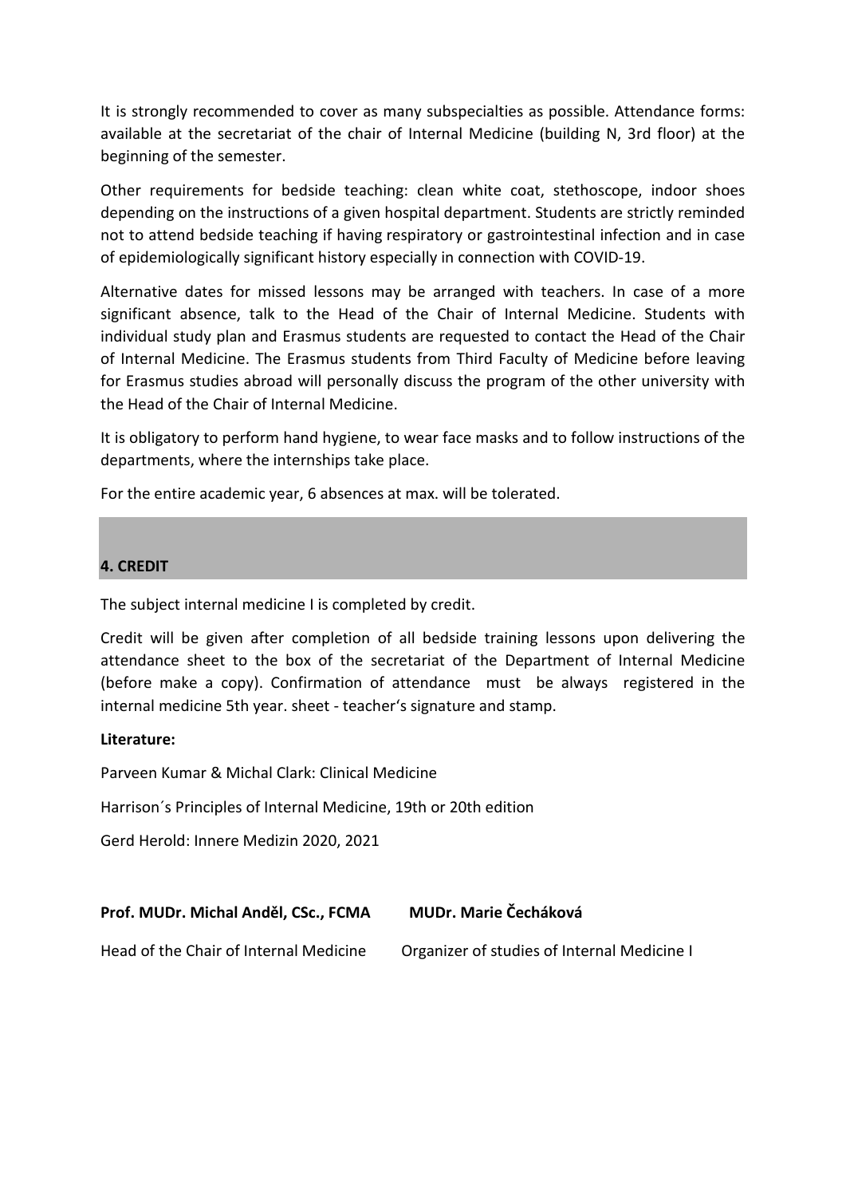It is strongly recommended to cover as many subspecialties as possible. Attendance forms: available at the secretariat of the chair of Internal Medicine (building N, 3rd floor) at the beginning of the semester.

Other requirements for bedside teaching: clean white coat, stethoscope, indoor shoes depending on the instructions of a given hospital department. Students are strictly reminded not to attend bedside teaching if having respiratory or gastrointestinal infection and in case of epidemiologically significant history especially in connection with COVID-19.

Alternative dates for missed lessons may be arranged with teachers. In case of a more significant absence, talk to the Head of the Chair of Internal Medicine. Students with individual study plan and Erasmus students are requested to contact the Head of the Chair of Internal Medicine. The Erasmus students from Third Faculty of Medicine before leaving for Erasmus studies abroad will personally discuss the program of the other university with the Head of the Chair of Internal Medicine.

It is obligatory to perform hand hygiene, to wear face masks and to follow instructions of the departments, where the internships take place.

For the entire academic year, 6 absences at max. will be tolerated.

## 4. CREDIT

The subject internal medicine I is completed by credit.

Credit will be given after completion of all bedside training lessons upon delivering the attendance sheet to the box of the secretariat of the Department of Internal Medicine (before make a copy). Confirmation of attendance must be always registered in the internal medicine 5th year. sheet - teacher's signature and stamp.

**Literature:**

Parveen Kumar & Michal Clark: Clinical Medicine

Harrison´s Principles of Internal Medicine, 19th or 20th edition

Gerd Herold: Innere Medizin 2020, 2021

**Prof. MUDr. Michal Anděl, CSc., FCMA** — Head of the Chair of Internal Medicine

**MUDr. Marie Čecháková** — Organizer of studies of Internal Medicine I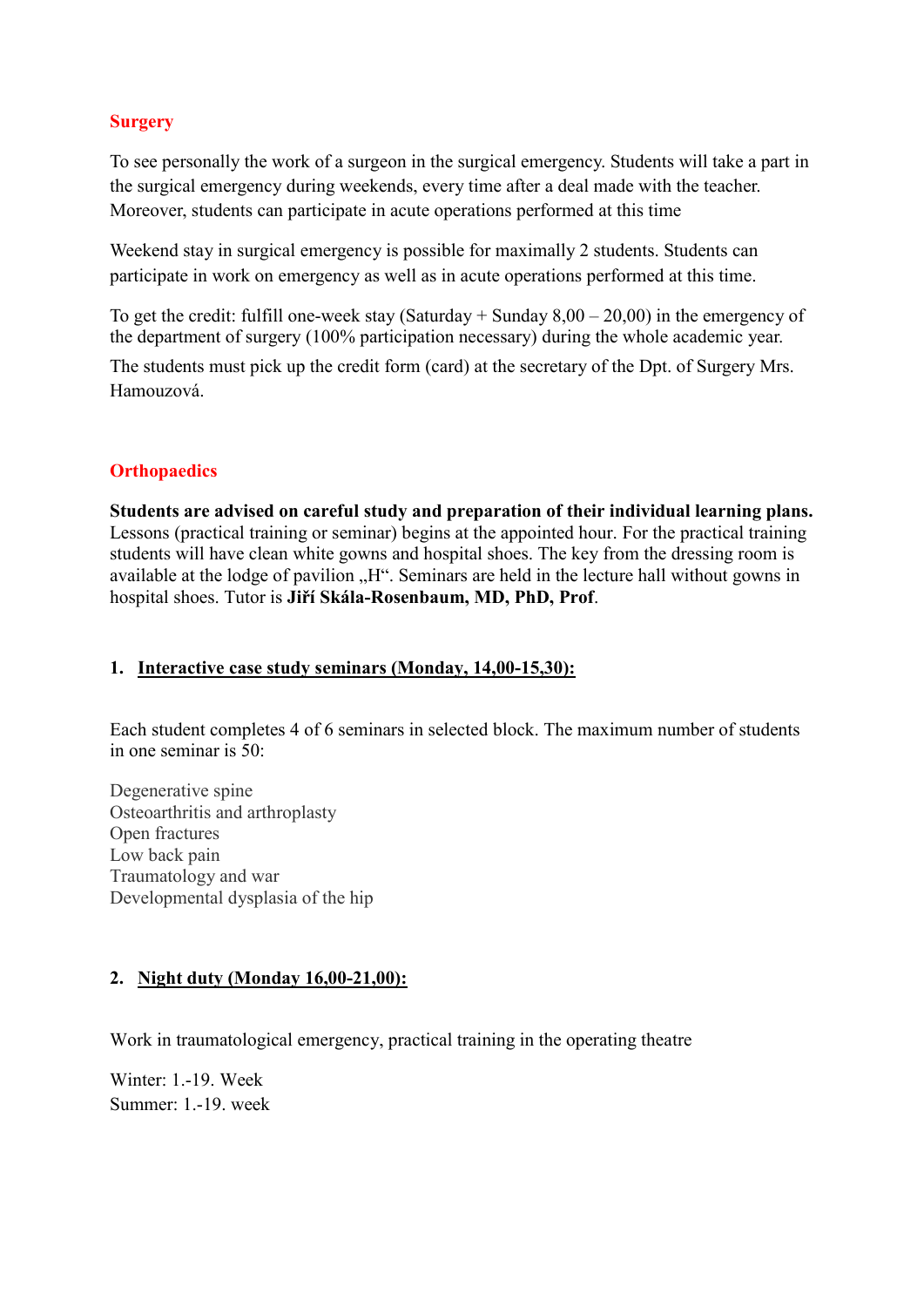## Surgery

To see personally the work of a surgeon in the surgical emergency. Students will take a part in the surgical emergency during weekends, every time after a deal made with the teacher. Moreover, students can participate in acute operations performed at this time

Weekend stay in surgical emergency is possible for maximally 2 students. Students can participate in work on emergency as well as in acute operations performed at this time.

To get the credit: fulfill one-week stay (Saturday + Sunday 8,00 – 20,00) in the emergency of the department of surgery (100% participation necessary) during the whole academic year.

The students must pick up the credit form (card) at the secretary of the Dpt. of Surgery Mrs. Hamouzová.

## Orthopaedics

**Students are advised on careful study and preparation of their individual learning plans.** Lessons (practical training or seminar) begins at the appointed hour. For the practical training students will have clean white gowns and hospital shoes. The key from the dressing room is available at the lodge of pavilion „H“. Seminars are held in the lecture hall without gowns in hospital shoes. Tutor is **Jiří Skála-Rosenbaum, MD, PhD, Prof**.

### 1. Interactive case study seminars (Monday, 14,00-15,30):

Each student completes 4 of 6 seminars in selected block. The maximum number of students in one seminar is 50:

Degenerative spine
Osteoarthritis and arthroplasty
Open fractures
Low back pain
Traumatology and war
Developmental dysplasia of the hip

### 2. Night duty (Monday 16,00-21,00):

Work in traumatological emergency, practical training in the operating theatre

Winter: 1.-19. Week
Summer: 1.-19. week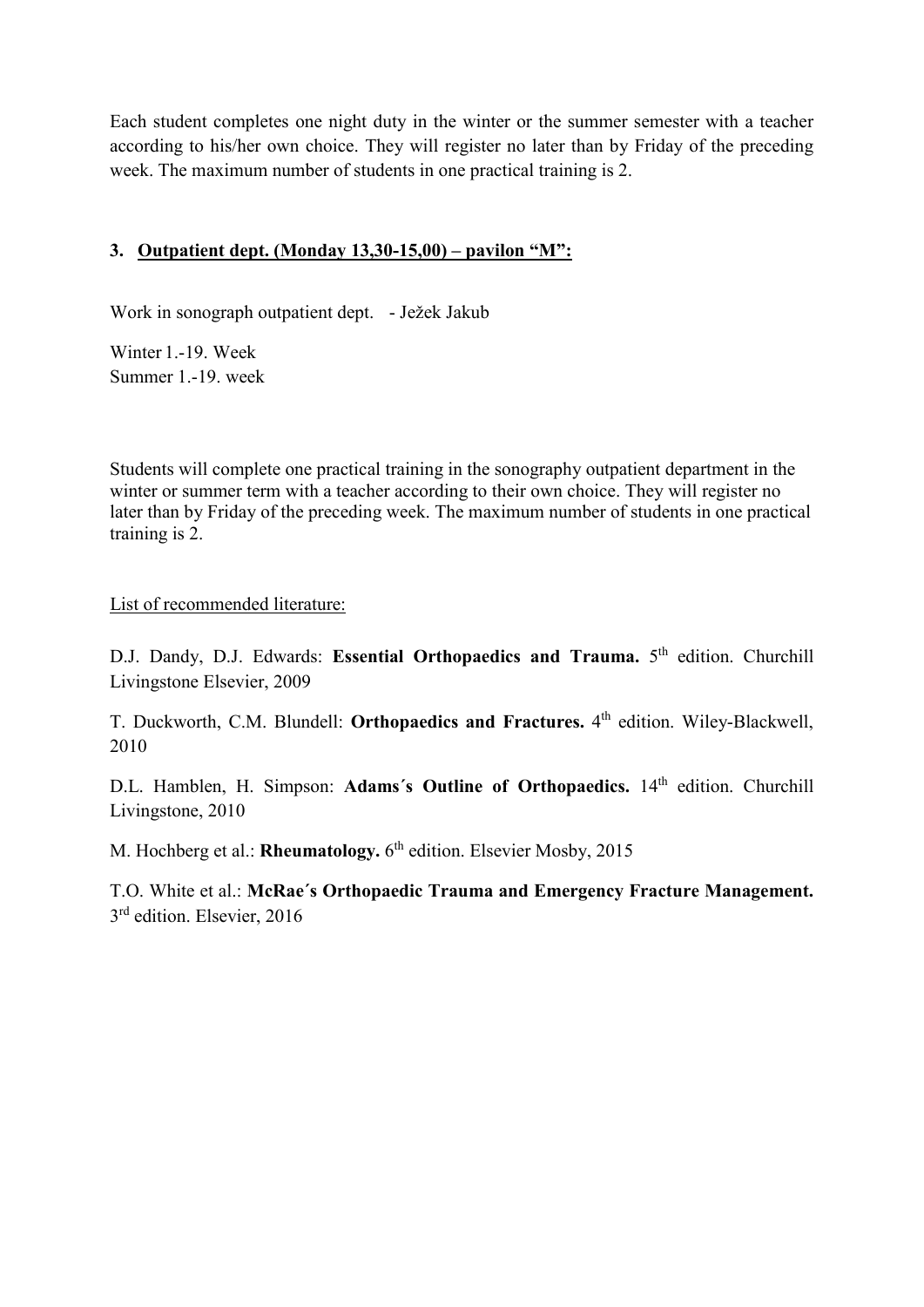Each student completes one night duty in the winter or the summer semester with a teacher according to his/her own choice. They will register no later than by Friday of the preceding week. The maximum number of students in one practical training is 2.

### 3. <u>Outpatient dept. (Monday 13,30-15,00) – pavilon "M":</u>

Work in sonograph outpatient dept. - Ježek Jakub

Winter l.-19. Week
Summer 1.-19. week

Students will complete one practical training in the sonography outpatient department in the winter or summer term with a teacher according to their own choice. They will register no later than by Friday of the preceding week. The maximum number of students in one practical training is 2.

<u>List of recommended literature:</u>

D.J. Dandy, D.J. Edwards: **Essential Orthopaedics and Trauma.** 5th edition. Churchill Livingstone Elsevier, 2009

T. Duckworth, C.M. Blundell: **Orthopaedics and Fractures.** 4th edition. Wiley-Blackwell, 2010

D.L. Hamblen, H. Simpson: **Adams´s Outline of Orthopaedics.** 14th edition. Churchill Livingstone, 2010

M. Hochberg et al.: **Rheumatology.** 6th edition. Elsevier Mosby, 2015

T.O. White et al.: **McRae´s Orthopaedic Trauma and Emergency Fracture Management.** 3rd edition. Elsevier, 2016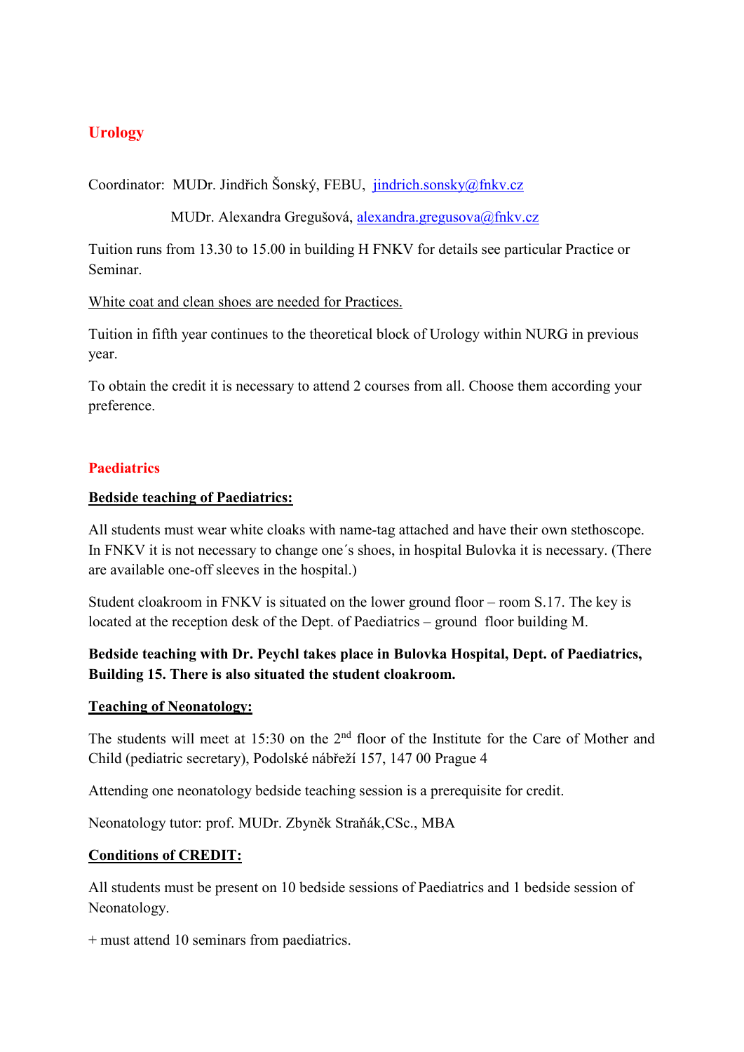## Urology

Coordinator: MUDr. Jindřich Šonský, FEBU, jindrich.sonsky@fnkv.cz

MUDr. Alexandra Gregušová, alexandra.gregusova@fnkv.cz

Tuition runs from 13.30 to 15.00 in building H FNKV for details see particular Practice or Seminar.

White coat and clean shoes are needed for Practices.

Tuition in fifth year continues to the theoretical block of Urology within NURG in previous year.

To obtain the credit it is necessary to attend 2 courses from all. Choose them according your preference.

## Paediatrics

**Bedside teaching of Paediatrics:**

All students must wear white cloaks with name-tag attached and have their own stethoscope. In FNKV it is not necessary to change one´s shoes, in hospital Bulovka it is necessary. (There are available one-off sleeves in the hospital.)

Student cloakroom in FNKV is situated on the lower ground floor – room S.17. The key is located at the reception desk of the Dept. of Paediatrics – ground floor building M.

**Bedside teaching with Dr. Peychl takes place in Bulovka Hospital, Dept. of Paediatrics, Building 15. There is also situated the student cloakroom.**

**Teaching of Neonatology:**

The students will meet at 15:30 on the 2nd floor of the Institute for the Care of Mother and Child (pediatric secretary), Podolské nábřeží 157, 147 00 Prague 4

Attending one neonatology bedside teaching session is a prerequisite for credit.

Neonatology tutor: prof. MUDr. Zbyněk Straňák,CSc., MBA

**Conditions of CREDIT:**

All students must be present on 10 bedside sessions of Paediatrics and 1 bedside session of Neonatology.

+ must attend 10 seminars from paediatrics.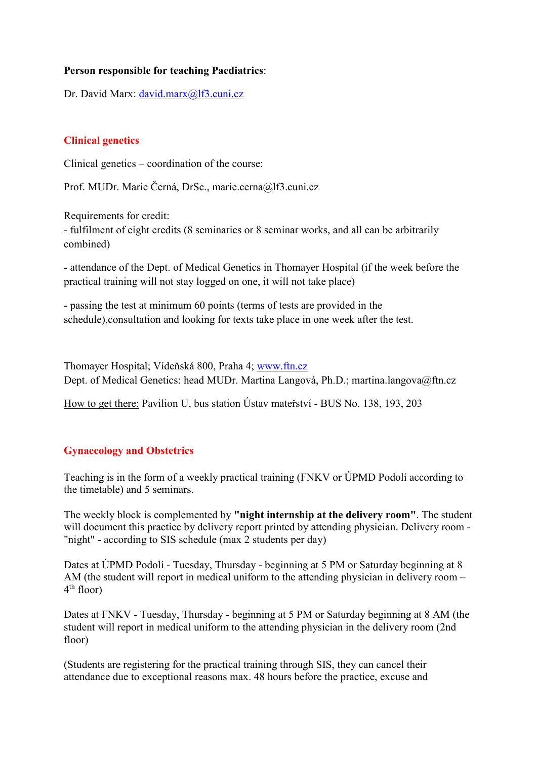**Person responsible for teaching Paediatrics**:

Dr. David Marx: [david.marx@lf3.cuni.cz](mailto:david.marx@lf3.cuni.cz)

## Clinical genetics

Clinical genetics – coordination of the course:

Prof. MUDr. Marie Černá, DrSc., marie.cerna@lf3.cuni.cz

Requirements for credit:
- fulfilment of eight credits (8 seminaries or 8 seminar works, and all can be arbitrarily combined)

- attendance of the Dept. of Medical Genetics in Thomayer Hospital (if the week before the practical training will not stay logged on one, it will not take place)

- passing the test at minimum 60 points (terms of tests are provided in the schedule),consultation and looking for texts take place in one week after the test.

Thomayer Hospital; Vídeňská 800, Praha 4; [www.ftn.cz](http://www.ftn.cz)
Dept. of Medical Genetics: head MUDr. Martina Langová, Ph.D.; martina.langova@ftn.cz

How to get there: Pavilion U, bus station Ústav mateřství - BUS No. 138, 193, 203

## Gynaecology and Obstetrics

Teaching is in the form of a weekly practical training (FNKV or ÚPMD Podolí according to the timetable) and 5 seminars.

The weekly block is complemented by **"night internship at the delivery room"**. The student will document this practice by delivery report printed by attending physician. Delivery room - "night" - according to SIS schedule (max 2 students per day)

Dates at ÚPMD Podolí - Tuesday, Thursday - beginning at 5 PM or Saturday beginning at 8 AM (the student will report in medical uniform to the attending physician in delivery room – 4th floor)

Dates at FNKV - Tuesday, Thursday - beginning at 5 PM or Saturday beginning at 8 AM (the student will report in medical uniform to the attending physician in the delivery room (2nd floor)

(Students are registering for the practical training through SIS, they can cancel their attendance due to exceptional reasons max. 48 hours before the practice, excuse and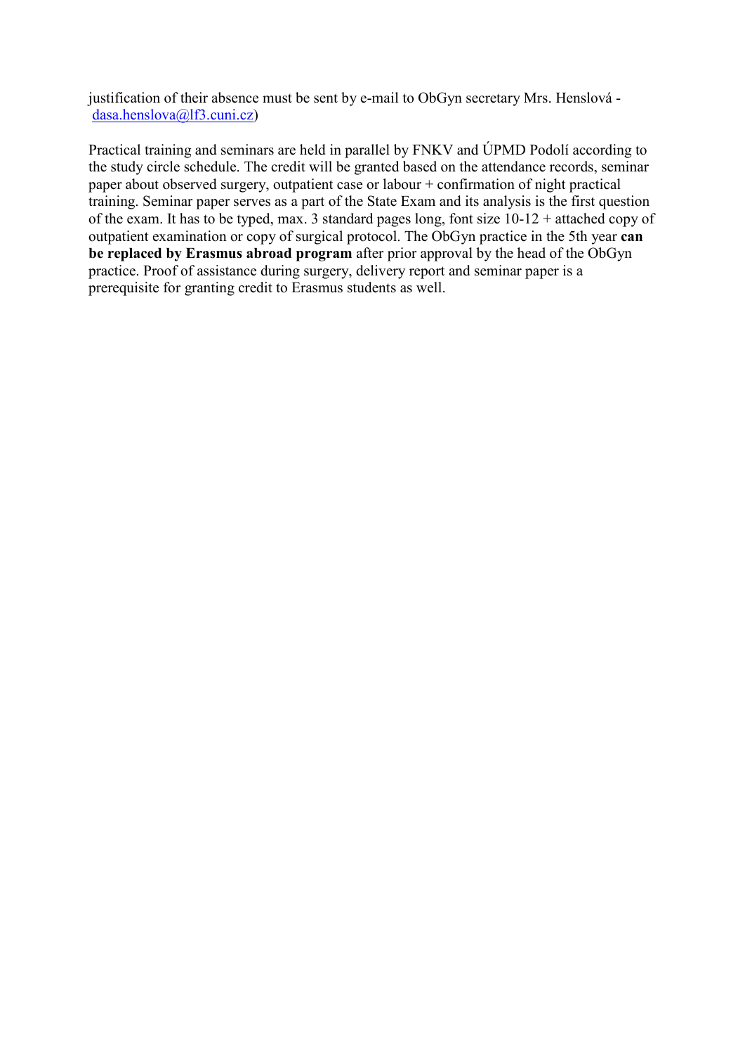justification of their absence must be sent by e-mail to ObGyn secretary Mrs. Henslová - dasa.henslova@lf3.cuni.cz)

Practical training and seminars are held in parallel by FNKV and ÚPMD Podolí according to the study circle schedule. The credit will be granted based on the attendance records, seminar paper about observed surgery, outpatient case or labour + confirmation of night practical training. Seminar paper serves as a part of the State Exam and its analysis is the first question of the exam. It has to be typed, max. 3 standard pages long, font size 10-12 + attached copy of outpatient examination or copy of surgical protocol. The ObGyn practice in the 5th year **can be replaced by Erasmus abroad program** after prior approval by the head of the ObGyn practice. Proof of assistance during surgery, delivery report and seminar paper is a prerequisite for granting credit to Erasmus students as well.